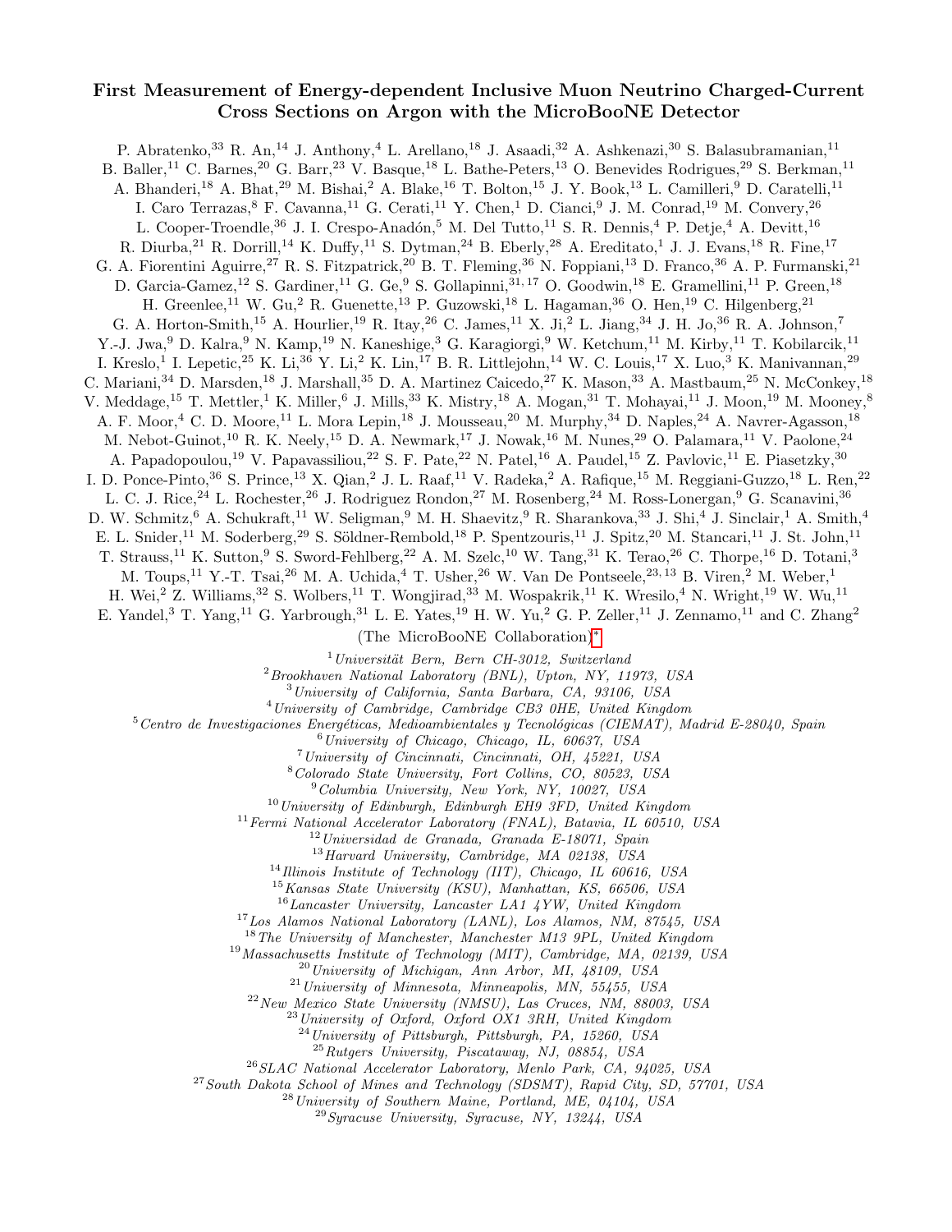# First Measurement of Energy-dependent Inclusive Muon Neutrino Charged-Current Cross Sections on Argon with the MicroBooNE Detector

P. Abratenko,[33] R. An,[14] J. Anthony,[4] L. Arellano,[18] J. Asaadi,[32] A. Ashkenazi,[30] S. Balasubramanian,[11] B. Baller,[11] C. Barnes,[20] G. Barr,[23] V. Basque,[18] L. Bathe-Peters,[13] O. Benevides Rodrigues,[29] S. Berkman,[11] A. Bhanderi,[18] A. Bhat,[29] M. Bishai,[2] A. Blake,[16] T. Bolton,[15] J. Y. Book,[13] L. Camilleri,[9] D. Caratelli,[11] I. Caro Terrazas,[8] F. Cavanna,[11] G. Cerati,[11] Y. Chen,[1] D. Cianci,[9] J. M. Conrad,[19] M. Convery,[26] L. Cooper-Troendle,[36] J. I. Crespo-Anadón,[5] M. Del Tutto,[11] S. R. Dennis,[4] P. Detje,[4] A. Devitt,[16] R. Diurba,[21] R. Dorrill,[14] K. Duffy,[11] S. Dytman,[24] B. Eberly,[28] A. Ereditato,[1] J. J. Evans,[18] R. Fine,[17] G. A. Fiorentini Aguirre,[27] R. S. Fitzpatrick,[20] B. T. Fleming,[36] N. Foppiani,[13] D. Franco,[36] A. P. Furmanski,[21] D. Garcia-Gamez,[12] S. Gardiner,[11] G. Ge,[9] S. Gollapinni,[31,17] O. Goodwin,[18] E. Gramellini,[11] P. Green,[18] H. Greenlee,[11] W. Gu,[2] R. Guenette,[13] P. Guzowski,[18] L. Hagaman,[36] O. Hen,[19] C. Hilgenberg,[21] G. A. Horton-Smith,[15] A. Hourlier,[19] R. Itay,[26] C. James,[11] X. Ji,[2] L. Jiang,[34] J. H. Jo,[36] R. A. Johnson,[7] Y.-J. Jwa,[9] D. Kalra,[9] N. Kamp,[19] N. Kaneshige,[3] G. Karagiorgi,[9] W. Ketchum,[11] M. Kirby,[11] T. Kobilarcik,[11] I. Kreslo,[1] I. Lepetic,[25] K. Li,[36] Y. Li,[2] K. Lin,[17] B. R. Littlejohn,[14] W. C. Louis,[17] X. Luo,[3] K. Manivannan,[29] C. Mariani,[34] D. Marsden,[18] J. Marshall,[35] D. A. Martinez Caicedo,[27] K. Mason,[33] A. Mastbaum,[25] N. McConkey,[18] V. Meddage,[15] T. Mettler,[1] K. Miller,[6] J. Mills,[33] K. Mistry,[18] A. Mogan,[31] T. Mohayai,[11] J. Moon,[19] M. Mooney,[8] A. F. Moor,[4] C. D. Moore,[11] L. Mora Lepin,[18] J. Mousseau,[20] M. Murphy,[34] D. Naples,[24] A. Navrer-Agasson,[18] M. Nebot-Guinot,[10] R. K. Neely,[15] D. A. Newmark,[17] J. Nowak,[16] M. Nunes,[29] O. Palamara,[11] V. Paolone,[24] A. Papadopoulou,[19] V. Papavassiliou,[22] S. F. Pate,[22] N. Patel,[16] A. Paudel,[15] Z. Pavlovic,[11] E. Piasetzky,[30] I. D. Ponce-Pinto,[36] S. Prince,[13] X. Qian,[2] J. L. Raaf,[11] V. Radeka,[2] A. Rafique,[15] M. Reggiani-Guzzo,[18] L. Ren,[22] L. C. J. Rice,[24] L. Rochester,[26] J. Rodriguez Rondon,[27] M. Rosenberg,[24] M. Ross-Lonergan,[9] G. Scanavini,[36] D. W. Schmitz,[6] A. Schukraft,[11] W. Seligman,[9] M. H. Shaevitz,[9] R. Sharankova,[33] J. Shi,[4] J. Sinclair,[1] A. Smith,[4] E. L. Snider,[11] M. Soderberg,[29] S. Söldner-Rembold,[18] P. Spentzouris,[11] J. Spitz,[20] M. Stancari,[11] J. St. John,[11] T. Strauss,[11] K. Sutton,[9] S. Sword-Fehlberg,[22] A. M. Szelc,[10] W. Tang,[31] K. Terao,[26] C. Thorpe,[16] D. Totani,[3] M. Toups,[11] Y.-T. Tsai,[26] M. A. Uchida,[4] T. Usher,[26] W. Van De Pontseele,[23,13] B. Viren,[2] M. Weber,[1] H. Wei,[2] Z. Williams,[32] S. Wolbers,[11] T. Wongjirad,[33] M. Wospakrik,[11] K. Wresilo,[4] N. Wright,[19] W. Wu,[11] E. Yandel,[3] T. Yang,[11] G. Yarbrough,[31] L. E. Yates,[19] H. W. Yu,[2] G. P. Zeller,[11] J. Zennamo,[11] and C. Zhang[2]

(The MicroBooNE Collaboration)[*]

[1] *Universität Bern, Bern CH-3012, Switzerland*
[2] *Brookhaven National Laboratory (BNL), Upton, NY, 11973, USA*
[3] *University of California, Santa Barbara, CA, 93106, USA*
[4] *University of Cambridge, Cambridge CB3 0HE, United Kingdom*
[5] *Centro de Investigaciones Energéticas, Medioambientales y Tecnológicas (CIEMAT), Madrid E-28040, Spain*
[6] *University of Chicago, Chicago, IL, 60637, USA*
[7] *University of Cincinnati, Cincinnati, OH, 45221, USA*
[8] *Colorado State University, Fort Collins, CO, 80523, USA*
[9] *Columbia University, New York, NY, 10027, USA*
[10] *University of Edinburgh, Edinburgh EH9 3FD, United Kingdom*
[11] *Fermi National Accelerator Laboratory (FNAL), Batavia, IL 60510, USA*
[12] *Universidad de Granada, Granada E-18071, Spain*
[13] *Harvard University, Cambridge, MA 02138, USA*
[14] *Illinois Institute of Technology (IIT), Chicago, IL 60616, USA*
[15] *Kansas State University (KSU), Manhattan, KS, 66506, USA*
[16] *Lancaster University, Lancaster LA1 4YW, United Kingdom*
[17] *Los Alamos National Laboratory (LANL), Los Alamos, NM, 87545, USA*
[18] *The University of Manchester, Manchester M13 9PL, United Kingdom*
[19] *Massachusetts Institute of Technology (MIT), Cambridge, MA, 02139, USA*
[20] *University of Michigan, Ann Arbor, MI, 48109, USA*
[21] *University of Minnesota, Minneapolis, MN, 55455, USA*
[22] *New Mexico State University (NMSU), Las Cruces, NM, 88003, USA*
[23] *University of Oxford, Oxford OX1 3RH, United Kingdom*
[24] *University of Pittsburgh, Pittsburgh, PA, 15260, USA*
[25] *Rutgers University, Piscataway, NJ, 08854, USA*
[26] *SLAC National Accelerator Laboratory, Menlo Park, CA, 94025, USA*
[27] *South Dakota School of Mines and Technology (SDSMT), Rapid City, SD, 57701, USA*
[28] *University of Southern Maine, Portland, ME, 04104, USA*
[29] *Syracuse University, Syracuse, NY, 13244, USA*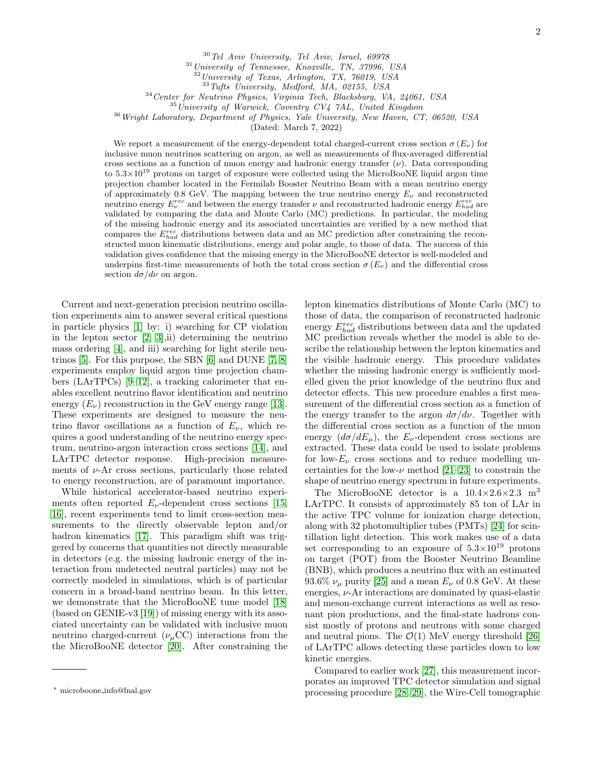[30] Tel Aviv University, Tel Aviv, Israel, 69978
[31] University of Tennessee, Knoxville, TN, 37996, USA
[32] University of Texas, Arlington, TX, 76019, USA
[33] Tufts University, Medford, MA, 02155, USA
[34] Center for Neutrino Physics, Virginia Tech, Blacksburg, VA, 24061, USA
[35] University of Warwick, Coventry CV4 7AL, United Kingdom
[36] Wright Laboratory, Department of Physics, Yale University, New Haven, CT, 06520, USA
(Dated: March 7, 2022)

We report a measurement of the energy-dependent total charged-current cross section $\sigma(E_\nu)$ for inclusive muon neutrinos scattering on argon, as well as measurements of flux-averaged differential cross sections as a function of muon energy and hadronic energy transfer ($\nu$). Data corresponding to $5.3\times10^{19}$ protons on target of exposure were collected using the MicroBooNE liquid argon time projection chamber located in the Fermilab Booster Neutrino Beam with a mean neutrino energy of approximately 0.8 GeV. The mapping between the true neutrino energy $E_\nu$ and reconstructed neutrino energy $E_\nu^{rec}$ and between the energy transfer $\nu$ and reconstructed hadronic energy $E_{had}^{rec}$ are validated by comparing the data and Monte Carlo (MC) predictions. In particular, the modeling of the missing hadronic energy and its associated uncertainties are verified by a new method that compares the $E_{had}^{rec}$ distributions between data and an MC prediction after constraining the reconstructed muon kinematic distributions, energy and polar angle, to those of data. The success of this validation gives confidence that the missing energy in the MicroBooNE detector is well-modeled and underpins first-time measurements of both the total cross section $\sigma(E_\nu)$ and the differential cross section $d\sigma/d\nu$ on argon.

Current and next-generation precision neutrino oscillation experiments aim to answer several critical questions in particle physics [1] by: i) searching for CP violation in the lepton sector [2, 3],ii) determining the neutrino mass ordering [4], and iii) searching for light sterile neutrinos [5]. For this purpose, the SBN [6] and DUNE [7, 8] experiments employ liquid argon time projection chambers (LArTPCs) [9–12], a tracking calorimeter that enables excellent neutrino flavor identification and neutrino energy ($E_\nu$) reconstruction in the GeV energy range [13]. These experiments are designed to measure the neutrino flavor oscillations as a function of $E_\nu$, which requires a good understanding of the neutrino energy spectrum, neutrino-argon interaction cross sections [14], and LArTPC detector response. High-precision measurements of $\nu$-Ar cross sections, particularly those related to energy reconstruction, are of paramount importance.

While historical accelerator-based neutrino experiments often reported $E_\nu$-dependent cross sections [15, 16], recent experiments tend to limit cross-section measurements to the directly observable lepton and/or hadron kinematics [17]. This paradigm shift was triggered by concerns that quantities not directly measurable in detectors (e.g. the missing hadronic energy of the interaction from undetected neutral particles) may not be correctly modeled in simulations, which is of particular concern in a broad-band neutrino beam. In this letter, we demonstrate that the MicroBooNE tune model [18] (based on GENIE-v3 [19]) of missing energy with its associated uncertainty can be validated with inclusive muon neutrino charged-current ($\nu_\mu$CC) interactions from the the MicroBooNE detector [20]. After constraining the lepton kinematics distributions of Monte Carlo (MC) to those of data, the comparison of reconstructed hadronic energy $E_{had}^{rec}$ distributions between data and the updated MC prediction reveals whether the model is able to describe the relationship between the lepton kinematics and the visible hadronic energy. This procedure validates whether the missing hadronic energy is sufficiently modelled given the prior knowledge of the neutrino flux and detector effects. This new procedure enables a first measurement of the differential cross section as a function of the energy transfer to the argon $d\sigma/d\nu$. Together with the differential cross section as a function of the muon energy ($d\sigma/dE_\mu$), the $E_\nu$-dependent cross sections are extracted. These data could be used to isolate problems for low-$E_\nu$ cross sections and to reduce modelling uncertainties for the low-$\nu$ method [21–23] to constrain the shape of neutrino energy spectrum in future experiments.

The MicroBooNE detector is a $10.4\times2.6\times2.3$ m$^3$ LArTPC. It consists of approximately 85 ton of LAr in the active TPC volume for ionization charge detection, along with 32 photomultiplier tubes (PMTs) [24] for scintillation light detection. This work makes use of a data set corresponding to an exposure of $5.3\times10^{19}$ protons on target (POT) from the Booster Neutrino Beamline (BNB), which produces a neutrino flux with an estimated 93.6% $\nu_\mu$ purity [25] and a mean $E_\nu$ of 0.8 GeV. At these energies, $\nu$-Ar interactions are dominated by quasi-elastic and meson-exchange current interactions as well as resonant pion productions, and the final-state hadrons consist mostly of protons and neutrons with some charged and neutral pions. The $\mathcal{O}(1)$ MeV energy threshold [26] of LArTPC allows detecting these particles down to low kinetic energies.

Compared to earlier work [27], this measurement incorporates an improved TPC detector simulation and signal processing procedure [28, 29], the Wire-Cell tomographic

* microboone_info@fnal.gov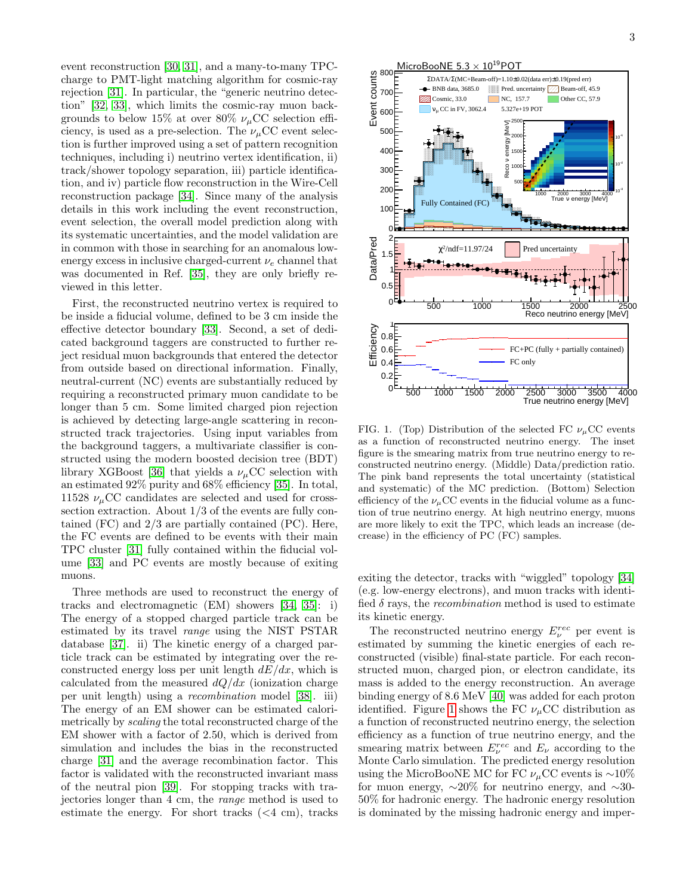event reconstruction [30, 31], and a many-to-many TPC-charge to PMT-light matching algorithm for cosmic-ray rejection [31]. In particular, the "generic neutrino detection" [32, 33], which limits the cosmic-ray muon backgrounds to below 15% at over 80% $\nu_\mu$CC selection efficiency, is used as a pre-selection. The $\nu_\mu$CC event selection is further improved using a set of pattern recognition techniques, including i) neutrino vertex identification, ii) track/shower topology separation, iii) particle identification, and iv) particle flow reconstruction in the Wire-Cell reconstruction package [34]. Since many of the analysis details in this work including the event reconstruction, event selection, the overall model prediction along with its systematic uncertainties, and the model validation are in common with those in searching for an anomalous low-energy excess in inclusive charged-current $\nu_e$ channel that was documented in Ref. [35], they are only briefly reviewed in this letter.

First, the reconstructed neutrino vertex is required to be inside a fiducial volume, defined to be 3 cm inside the effective detector boundary [33]. Second, a set of dedicated background taggers are constructed to further reject residual muon backgrounds that entered the detector from outside based on directional information. Finally, neutral-current (NC) events are substantially reduced by requiring a reconstructed primary muon candidate to be longer than 5 cm. Some limited charged pion rejection is achieved by detecting large-angle scattering in reconstructed track trajectories. Using input variables from the background taggers, a multivariate classifier is constructed using the modern boosted decision tree (BDT) library XGBoost [36] that yields a $\nu_\mu$CC selection with an estimated 92% purity and 68% efficiency [35]. In total, 11528 $\nu_\mu$CC candidates are selected and used for cross-section extraction. About 1/3 of the events are fully contained (FC) and 2/3 are partially contained (PC). Here, the FC events are defined to be events with their main TPC cluster [31] fully contained within the fiducial volume [33] and PC events are mostly because of exiting muons.

Three methods are used to reconstruct the energy of tracks and electromagnetic (EM) showers [34, 35]: i) The energy of a stopped charged particle track can be estimated by its travel *range* using the NIST PSTAR database [37]. ii) The kinetic energy of a charged particle track can be estimated by integrating over the reconstructed energy loss per unit length $dE/dx$, which is calculated from the measured $dQ/dx$ (ionization charge per unit length) using a *recombination* model [38]. iii) The energy of an EM shower can be estimated calorimetrically by *scaling* the total reconstructed charge of the EM shower with a factor of 2.50, which is derived from simulation and includes the bias in the reconstructed charge [31] and the average recombination factor. This factor is validated with the reconstructed invariant mass of the neutral pion [39]. For stopping tracks with trajectories longer than 4 cm, the *range* method is used to estimate the energy. For short tracks (<4 cm), tracks exiting the detector, tracks with "wiggled" topology [34] (e.g. low-energy electrons), and muon tracks with identified $\delta$ rays, the *recombination* method is used to estimate its kinetic energy.

The reconstructed neutrino energy $E_\nu^{rec}$ per event is estimated by summing the kinetic energies of each reconstructed (visible) final-state particle. For each reconstructed muon, charged pion, or electron candidate, its mass is added to the energy reconstruction. An average binding energy of 8.6 MeV [40] was added for each proton identified. Figure 1 shows the FC $\nu_\mu$CC distribution as a function of reconstructed neutrino energy, the selection efficiency as a function of true neutrino energy, and the smearing matrix between $E_\nu^{rec}$ and $E_\nu$ according to the Monte Carlo simulation. The predicted energy resolution using the MicroBooNE MC for FC $\nu_\mu$CC events is ~10% for muon energy, ~20% for neutrino energy, and ~30-50% for hadronic energy. The hadronic energy resolution is dominated by the missing hadronic energy and imper-

FIG. 1. (Top) Distribution of the selected FC $\nu_\mu$CC events as a function of reconstructed neutrino energy. The inset figure is the smearing matrix from true neutrino energy to reconstructed neutrino energy. (Middle) Data/prediction ratio. The pink band represents the total uncertainty (statistical and systematic) of the MC prediction. (Bottom) Selection efficiency of the $\nu_\mu$CC events in the fiducial volume as a function of true neutrino energy. At high neutrino energy, muons are more likely to exit the TPC, which leads an increase (decrease) in the efficiency of PC (FC) samples.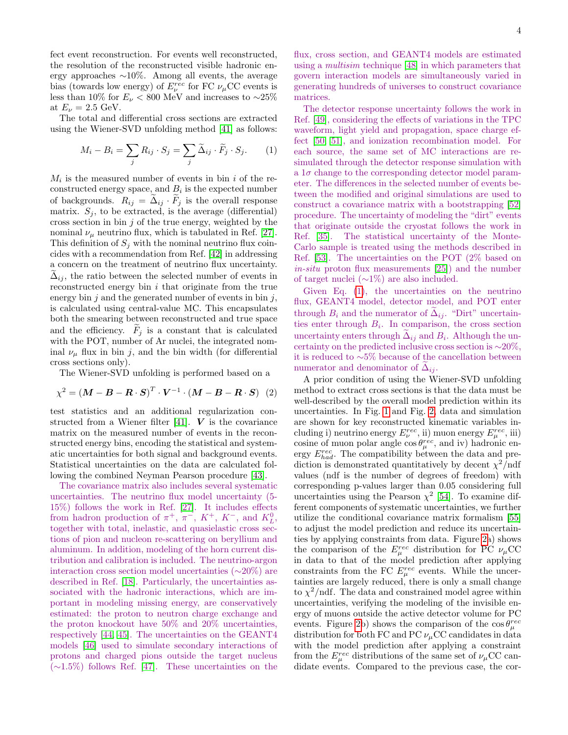fect event reconstruction. For events well reconstructed, the resolution of the reconstructed visible hadronic energy approaches ∼10%. Among all events, the average bias (towards low energy) of $E_\nu^{rec}$ for FC $\nu_\mu$CC events is less than 10% for $E_\nu < 800$ MeV and increases to ∼25% at $E_\nu = 2.5$ GeV.

The total and differential cross sections are extracted using the Wiener-SVD unfolding method [41] as follows:

$$M_i - B_i = \sum_j R_{ij} \cdot S_j = \sum_j \widetilde{\Delta}_{ij} \cdot \widetilde{F}_j \cdot S_j. \quad (1)$$

$M_i$ is the measured number of events in bin $i$ of the reconstructed energy space, and $B_i$ is the expected number of backgrounds. $R_{ij} = \widetilde{\Delta}_{ij} \cdot \widetilde{F}_j$ is the overall response matrix. $S_j$, to be extracted, is the average (differential) cross section in bin $j$ of the true energy, weighted by the nominal $\nu_\mu$ neutrino flux, which is tabulated in Ref. [27]. This definition of $S_j$ with the nominal neutrino flux coincides with a recommendation from Ref. [42] in addressing a concern on the treatment of neutrino flux uncertainty. $\widetilde{\Delta}_{ij}$, the ratio between the selected number of events in reconstructed energy bin $i$ that originate from the true energy bin $j$ and the generated number of events in bin $j$, is calculated using central-value MC. This encapsulates both the smearing between reconstructed and true space and the efficiency. $\widetilde{F}_j$ is a constant that is calculated with the POT, number of Ar nuclei, the integrated nominal $\nu_\mu$ flux in bin $j$, and the bin width (for differential cross sections only).

The Wiener-SVD unfolding is performed based on a

$$\chi^2 = (\boldsymbol{M} - \boldsymbol{B} - \boldsymbol{R} \cdot \boldsymbol{S})^T \cdot \boldsymbol{V}^{-1} \cdot (\boldsymbol{M} - \boldsymbol{B} - \boldsymbol{R} \cdot \boldsymbol{S}) \quad (2)$$

test statistics and an additional regularization constructed from a Wiener filter [41]. $\boldsymbol{V}$ is the covariance matrix on the measured number of events in the reconstructed energy bins, encoding the statistical and systematic uncertainties for both signal and background events. Statistical uncertainties on the data are calculated following the combined Neyman Pearson procedure [43].

The covariance matrix also includes several systematic uncertainties. The neutrino flux model uncertainty (5-15%) follows the work in Ref. [27]. It includes effects from hadron production of $\pi^+$, $\pi^-$, $K^+$, $K^-$, and $K_L^0$, together with total, inelastic, and quasielastic cross sections of pion and nucleon re-scattering on beryllium and aluminum. In addition, modeling of the horn current distribution and calibration is included. The neutrino-argon interaction cross section model uncertainties (∼20%) are described in Ref. [18]. Particularly, the uncertainties associated with the hadronic interactions, which are important in modeling missing energy, are conservatively estimated: the proton to neutron charge exchange and the proton knockout have 50% and 20% uncertainties, respectively [44, 45]. The uncertainties on the GEANT4 models [46] used to simulate secondary interactions of protons and charged pions outside the target nucleus (∼1.5%) follows Ref. [47]. These uncertainties on the flux, cross section, and GEANT4 models are estimated using a *multisim* technique [48] in which parameters that govern interaction models are simultaneously varied in generating hundreds of universes to construct covariance matrices.

The detector response uncertainty follows the work in Ref. [49], considering the effects of variations in the TPC waveform, light yield and propagation, space charge effect [50, 51], and ionization recombination model. For each source, the same set of MC interactions are re-simulated through the detector response simulation with a $1\sigma$ change to the corresponding detector model parameter. The differences in the selected number of events between the modified and original simulations are used to construct a covariance matrix with a bootstrapping [52] procedure. The uncertainty of modeling the "dirt" events that originate outside the cryostat follows the work in Ref. [35]. The statistical uncertainty of the Monte-Carlo sample is treated using the methods described in Ref. [53]. The uncertainties on the POT (2% based on *in-situ* proton flux measurements [25]) and the number of target nuclei (∼1%) are also included.

Given Eq. (1), the uncertainties on the neutrino flux, GEANT4 model, detector model, and POT enter through $B_i$ and the numerator of $\widetilde{\Delta}_{ij}$. "Dirt" uncertainties enter through $B_i$. In comparison, the cross section uncertainty enters through $\widetilde{\Delta}_{ij}$ and $B_i$. Although the uncertainty on the predicted inclusive cross section is ∼20%, it is reduced to ∼5% because of the cancellation between numerator and denominator of $\widetilde{\Delta}_{ij}$.

A prior condition of using the Wiener-SVD unfolding method to extract cross sections is that the data must be well-described by the overall model prediction within its uncertainties. In Fig. 1 and Fig. 2, data and simulation are shown for key reconstructed kinematic variables including i) neutrino energy $E_\nu^{rec}$, ii) muon energy $E_\mu^{rec}$, iii) cosine of muon polar angle $\cos\theta_\mu^{rec}$, and iv) hadronic energy $E_{had}^{rec}$. The compatibility between the data and prediction is demonstrated quantitatively by decent $\chi^2$/ndf values (ndf is the number of degrees of freedom) with corresponding p-values larger than 0.05 considering full uncertainties using the Pearson $\chi^2$ [54]. To examine different components of systematic uncertainties, we further utilize the conditional covariance matrix formalism [55] to adjust the model prediction and reduce its uncertainties by applying constraints from data. Figure 2a) shows the comparison of the $E_\mu^{rec}$ distribution for PC $\nu_\mu$CC in data to that of the model prediction after applying constraints from the FC $E_\mu^{rec}$ events. While the uncertainties are largely reduced, there is only a small change to $\chi^2$/ndf. The data and constrained model agree within uncertainties, verifying the modeling of the invisible energy of muons outside the active detector volume for PC events. Figure 2b) shows the comparison of the $\cos\theta_\mu^{rec}$ distribution for both FC and PC $\nu_\mu$CC candidates in data with the model prediction after applying a constraint from the $E_\mu^{rec}$ distributions of the same set of $\nu_\mu$CC candidate events. Compared to the previous case, the cor-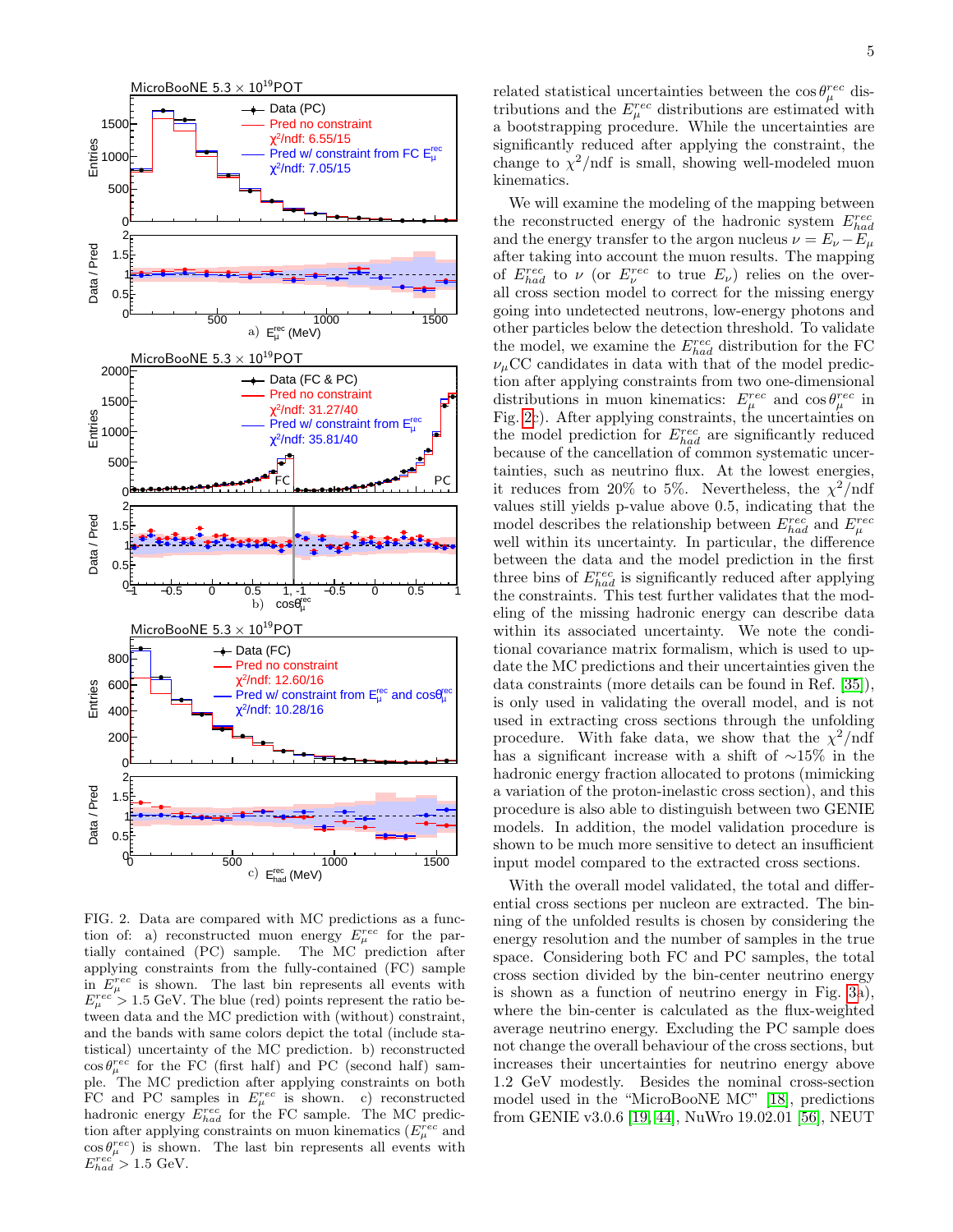FIG. 2. Data are compared with MC predictions as a function of: a) reconstructed muon energy $E_\mu^{rec}$ for the partially contained (PC) sample. The MC prediction after applying constraints from the fully-contained (FC) sample in $E_\mu^{rec}$ is shown. The last bin represents all events with $E_\mu^{rec} > 1.5$ GeV. The blue (red) points represent the ratio between data and the MC prediction with (without) constraint, and the bands with same colors depict the total (include statistical) uncertainty of the MC prediction. b) reconstructed $\cos\theta_\mu^{rec}$ for the FC (first half) and PC (second half) sample. The MC prediction after applying constraints on both FC and PC samples in $E_\mu^{rec}$ is shown. c) reconstructed hadronic energy $E_{had}^{rec}$ for the FC sample. The MC prediction after applying constraints on muon kinematics ($E_\mu^{rec}$ and $\cos\theta_\mu^{rec}$) is shown. The last bin represents all events with $E_{had}^{rec} > 1.5$ GeV.

related statistical uncertainties between the $\cos\theta_\mu^{rec}$ distributions and the $E_\mu^{rec}$ distributions are estimated with a bootstrapping procedure. While the uncertainties are significantly reduced after applying the constraint, the change to $\chi^2$/ndf is small, showing well-modeled muon kinematics.

We will examine the modeling of the mapping between the reconstructed energy of the hadronic system $E_{had}^{rec}$ and the energy transfer to the argon nucleus $\nu = E_\nu - E_\mu$ after taking into account the muon results. The mapping of $E_{had}^{rec}$ to $\nu$ (or $E_\nu^{rec}$ to true $E_\nu$) relies on the overall cross section model to correct for the missing energy going into undetected neutrons, low-energy photons and other particles below the detection threshold. To validate the model, we examine the $E_{had}^{rec}$ distribution for the FC $\nu_\mu$CC candidates in data with that of the model prediction after applying constraints from two one-dimensional distributions in muon kinematics: $E_\mu^{rec}$ and $\cos\theta_\mu^{rec}$ in Fig. 2c). After applying constraints, the uncertainties on the model prediction for $E_{had}^{rec}$ are significantly reduced because of the cancellation of common systematic uncertainties, such as neutrino flux. At the lowest energies, it reduces from 20% to 5%. Nevertheless, the $\chi^2$/ndf values still yields p-value above 0.5, indicating that the model describes the relationship between $E_{had}^{rec}$ and $E_\mu^{rec}$ well within its uncertainty. In particular, the difference between the data and the model prediction in the first three bins of $E_{had}^{rec}$ is significantly reduced after applying the constraints. This test further validates that the modeling of the missing hadronic energy can describe data within its associated uncertainty. We note the conditional covariance matrix formalism, which is used to update the MC predictions and their uncertainties given the data constraints (more details can be found in Ref. [35]), is only used in validating the overall model, and is not used in extracting cross sections through the unfolding procedure. With fake data, we show that the $\chi^2$/ndf has a significant increase with a shift of $\sim$15% in the hadronic energy fraction allocated to protons (mimicking a variation of the proton-inelastic cross section), and this procedure is also able to distinguish between two GENIE models. In addition, the model validation procedure is shown to be much more sensitive to detect an insufficient input model compared to the extracted cross sections.

With the overall model validated, the total and differential cross sections per nucleon are extracted. The binning of the unfolded results is chosen by considering the energy resolution and the number of samples in the true space. Considering both FC and PC samples, the total cross section divided by the bin-center neutrino energy is shown as a function of neutrino energy in Fig. 3a), where the bin-center is calculated as the flux-weighted average neutrino energy. Excluding the PC sample does not change the overall behaviour of the cross sections, but increases their uncertainties for neutrino energy above 1.2 GeV modestly. Besides the nominal cross-section model used in the “MicroBooNE MC” [18], predictions from GENIE v3.0.6 [19, 44], NuWro 19.02.01 [56], NEUT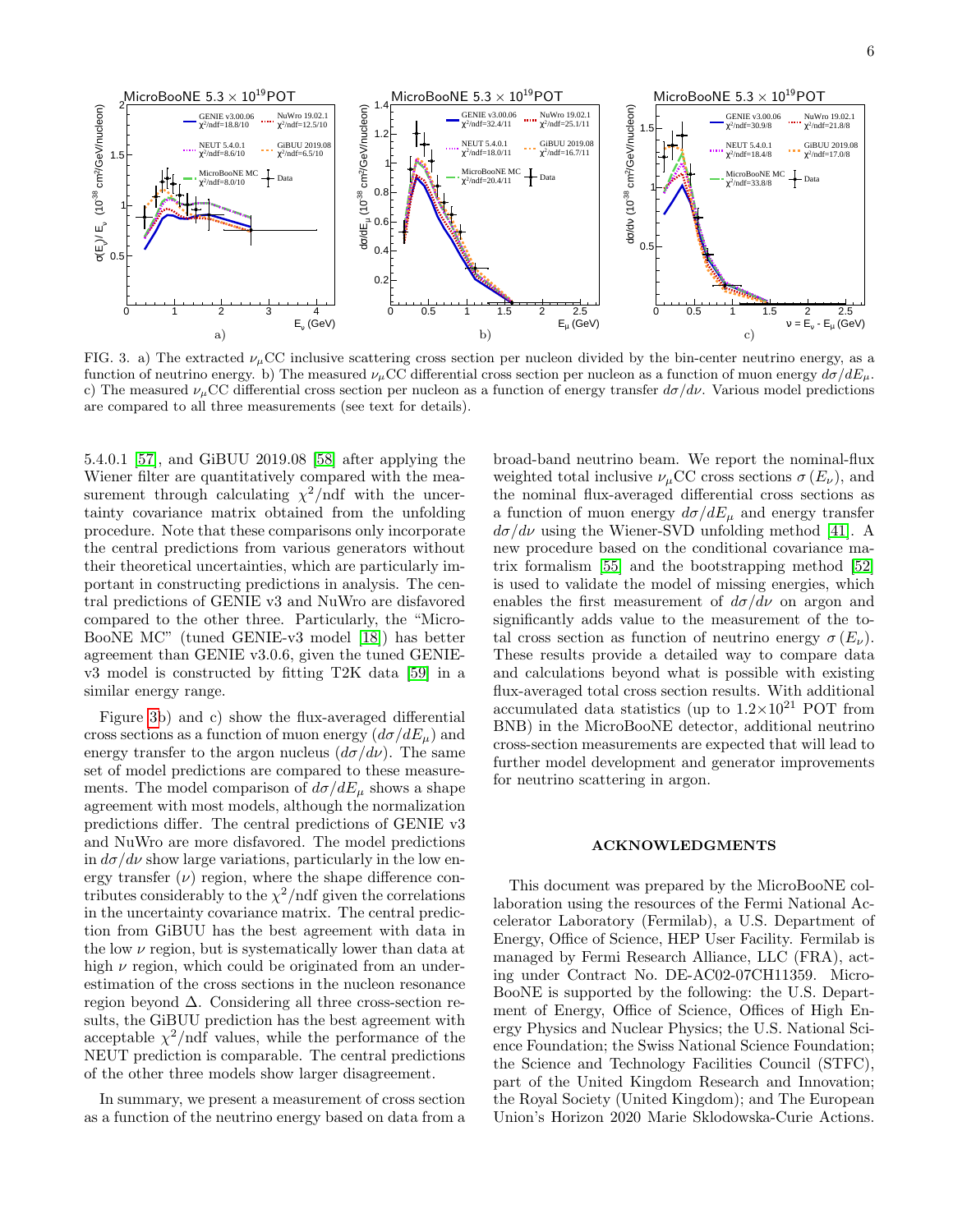FIG. 3. a) The extracted $\nu_\mu$CC inclusive scattering cross section per nucleon divided by the bin-center neutrino energy, as a function of neutrino energy. b) The measured $\nu_\mu$CC differential cross section per nucleon as a function of muon energy $d\sigma/dE_\mu$. c) The measured $\nu_\mu$CC differential cross section per nucleon as a function of energy transfer $d\sigma/d\nu$. Various model predictions are compared to all three measurements (see text for details).

5.4.0.1 [57], and GiBUU 2019.08 [58] after applying the Wiener filter are quantitatively compared with the measurement through calculating $\chi^2$/ndf with the uncertainty covariance matrix obtained from the unfolding procedure. Note that these comparisons only incorporate the central predictions from various generators without their theoretical uncertainties, which are particularly important in constructing predictions in analysis. The central predictions of GENIE v3 and NuWro are disfavored compared to the other three. Particularly, the "MicroBooNE MC" (tuned GENIE-v3 model [18]) has better agreement than GENIE v3.0.6, given the tuned GENIE-v3 model is constructed by fitting T2K data [59] in a similar energy range.

Figure 3b) and c) show the flux-averaged differential cross sections as a function of muon energy ($d\sigma/dE_\mu$) and energy transfer to the argon nucleus ($d\sigma/d\nu$). The same set of model predictions are compared to these measurements. The model comparison of $d\sigma/dE_\mu$ shows a shape agreement with most models, although the normalization predictions differ. The central predictions of GENIE v3 and NuWro are more disfavored. The model predictions in $d\sigma/d\nu$ show large variations, particularly in the low energy transfer ($\nu$) region, where the shape difference contributes considerably to the $\chi^2$/ndf given the correlations in the uncertainty covariance matrix. The central prediction from GiBUU has the best agreement with data in the low $\nu$ region, but is systematically lower than data at high $\nu$ region, which could be originated from an underestimation of the cross sections in the nucleon resonance region beyond $\Delta$. Considering all three cross-section results, the GiBUU prediction has the best agreement with acceptable $\chi^2$/ndf values, while the performance of the NEUT prediction is comparable. The central predictions of the other three models show larger disagreement.

In summary, we present a measurement of cross section as a function of the neutrino energy based on data from a broad-band neutrino beam. We report the nominal-flux weighted total inclusive $\nu_\mu$CC cross sections $\sigma(E_\nu)$, and the nominal flux-averaged differential cross sections as a function of muon energy $d\sigma/dE_\mu$ and energy transfer $d\sigma/d\nu$ using the Wiener-SVD unfolding method [41]. A new procedure based on the conditional covariance matrix formalism [55] and the bootstrapping method [52] is used to validate the model of missing energies, which enables the first measurement of $d\sigma/d\nu$ on argon and significantly adds value to the measurement of the total cross section as function of neutrino energy $\sigma(E_\nu)$. These results provide a detailed way to compare data and calculations beyond what is possible with existing flux-averaged total cross section results. With additional accumulated data statistics (up to $1.2\times10^{21}$ POT from BNB) in the MicroBooNE detector, additional neutrino cross-section measurements are expected that will lead to further model development and generator improvements for neutrino scattering in argon.

## ACKNOWLEDGMENTS

This document was prepared by the MicroBooNE collaboration using the resources of the Fermi National Accelerator Laboratory (Fermilab), a U.S. Department of Energy, Office of Science, HEP User Facility. Fermilab is managed by Fermi Research Alliance, LLC (FRA), acting under Contract No. DE-AC02-07CH11359. MicroBooNE is supported by the following: the U.S. Department of Energy, Office of Science, Offices of High Energy Physics and Nuclear Physics; the U.S. National Science Foundation; the Swiss National Science Foundation; the Science and Technology Facilities Council (STFC), part of the United Kingdom Research and Innovation; the Royal Society (United Kingdom); and The European Union's Horizon 2020 Marie Sklodowska-Curie Actions.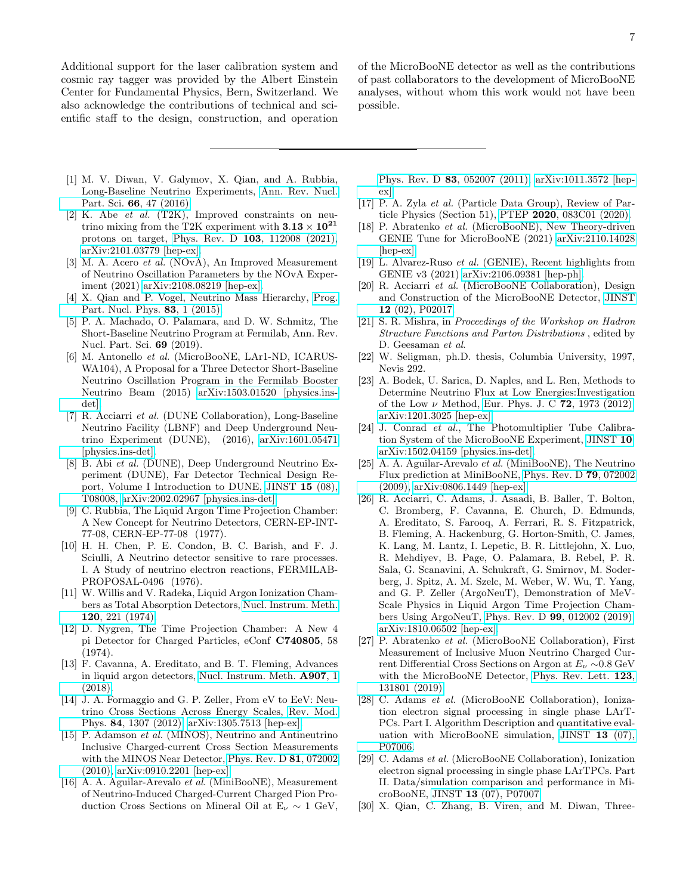Additional support for the laser calibration system and cosmic ray tagger was provided by the Albert Einstein Center for Fundamental Physics, Bern, Switzerland. We also acknowledge the contributions of technical and scientific staff to the design, construction, and operation of the MicroBooNE detector as well as the contributions of past collaborators to the development of MicroBooNE analyses, without whom this work would not have been possible.

---

[1] M. V. Diwan, V. Galymov, X. Qian, and A. Rubbia, Long-Baseline Neutrino Experiments, Ann. Rev. Nucl. Part. Sci. **66**, 47 (2016).

[2] K. Abe *et al.* (T2K), Improved constraints on neutrino mixing from the T2K experiment with $\mathbf{3.13 \times 10^{21}}$ protons on target, Phys. Rev. D **103**, 112008 (2021), arXiv:2101.03779 [hep-ex].

[3] M. A. Acero *et al.* (NOvA), An Improved Measurement of Neutrino Oscillation Parameters by the NOvA Experiment (2021) arXiv:2108.08219 [hep-ex].

[4] X. Qian and P. Vogel, Neutrino Mass Hierarchy, Prog. Part. Nucl. Phys. **83**, 1 (2015).

[5] P. A. Machado, O. Palamara, and D. W. Schmitz, The Short-Baseline Neutrino Program at Fermilab, Ann. Rev. Nucl. Part. Sci. **69** (2019).

[6] M. Antonello *et al.* (MicroBooNE, LAr1-ND, ICARUS-WA104), A Proposal for a Three Detector Short-Baseline Neutrino Oscillation Program in the Fermilab Booster Neutrino Beam (2015) arXiv:1503.01520 [physics.ins-det].

[7] R. Acciarri *et al.* (DUNE Collaboration), Long-Baseline Neutrino Facility (LBNF) and Deep Underground Neutrino Experiment (DUNE), (2016), arXiv:1601.05471 [physics.ins-det].

[8] B. Abi *et al.* (DUNE), Deep Underground Neutrino Experiment (DUNE), Far Detector Technical Design Report, Volume I Introduction to DUNE, JINST **15** (08), T08008, arXiv:2002.02967 [physics.ins-det].

[9] C. Rubbia, The Liquid Argon Time Projection Chamber: A New Concept for Neutrino Detectors, CERN-EP-INT-77-08, CERN-EP-77-08 (1977).

[10] H. H. Chen, P. E. Condon, B. C. Barish, and F. J. Sciulli, A Neutrino detector sensitive to rare processes. I. A Study of neutrino electron reactions, FERMILAB-PROPOSAL-0496 (1976).

[11] W. Willis and V. Radeka, Liquid Argon Ionization Chambers as Total Absorption Detectors, Nucl. Instrum. Meth. **120**, 221 (1974).

[12] D. Nygren, The Time Projection Chamber: A New 4 pi Detector for Charged Particles, eConf **C740805**, 58 (1974).

[13] F. Cavanna, A. Ereditato, and B. T. Fleming, Advances in liquid argon detectors, Nucl. Instrum. Meth. **A907**, 1 (2018).

[14] J. A. Formaggio and G. P. Zeller, From eV to EeV: Neutrino Cross Sections Across Energy Scales, Rev. Mod. Phys. **84**, 1307 (2012), arXiv:1305.7513 [hep-ex].

[15] P. Adamson *et al.* (MINOS), Neutrino and Antineutrino Inclusive Charged-current Cross Section Measurements with the MINOS Near Detector, Phys. Rev. D **81**, 072002 (2010), arXiv:0910.2201 [hep-ex].

[16] A. A. Aguilar-Arevalo *et al.* (MiniBooNE), Measurement of Neutrino-Induced Charged-Current Charged Pion Production Cross Sections on Mineral Oil at $E_\nu \sim 1$ GeV, Phys. Rev. D **83**, 052007 (2011), arXiv:1011.3572 [hep-ex].

[17] P. A. Zyla *et al.* (Particle Data Group), Review of Particle Physics (Section 51), PTEP **2020**, 083C01 (2020).

[18] P. Abratenko *et al.* (MicroBooNE), New Theory-driven GENIE Tune for MicroBooNE (2021) arXiv:2110.14028 [hep-ex].

[19] L. Alvarez-Ruso *et al.* (GENIE), Recent highlights from GENIE v3 (2021) arXiv:2106.09381 [hep-ph].

[20] R. Acciarri *et al.* (MicroBooNE Collaboration), Design and Construction of the MicroBooNE Detector, JINST **12** (02), P02017.

[21] S. R. Mishra, in *Proceedings of the Workshop on Hadron Structure Functions and Parton Distributions* , edited by D. Geesaman *et al.*

[22] W. Seligman, ph.D. thesis, Columbia University, 1997, Nevis 292.

[23] A. Bodek, U. Sarica, D. Naples, and L. Ren, Methods to Determine Neutrino Flux at Low Energies:Investigation of the Low $\nu$ Method, Eur. Phys. J. C **72**, 1973 (2012), arXiv:1201.3025 [hep-ex].

[24] J. Conrad *et al.*, The Photomultiplier Tube Calibration System of the MicroBooNE Experiment, JINST **10**, arXiv:1502.04159 [physics.ins-det].

[25] A. A. Aguilar-Arevalo *et al.* (MiniBooNE), The Neutrino Flux prediction at MiniBooNE, Phys. Rev. D **79**, 072002 (2009), arXiv:0806.1449 [hep-ex].

[26] R. Acciarri, C. Adams, J. Asaadi, B. Baller, T. Bolton, C. Bromberg, F. Cavanna, E. Church, D. Edmunds, A. Ereditato, S. Farooq, A. Ferrari, R. S. Fitzpatrick, B. Fleming, A. Hackenburg, G. Horton-Smith, C. James, K. Lang, M. Lantz, I. Lepetic, B. R. Littlejohn, X. Luo, R. Mehdiyev, B. Page, O. Palamara, B. Rebel, P. R. Sala, G. Scanavini, A. Schukraft, G. Smirnov, M. Soderberg, J. Spitz, A. M. Szelc, M. Weber, W. Wu, T. Yang, and G. P. Zeller (ArgoNeuT), Demonstration of MeV-Scale Physics in Liquid Argon Time Projection Chambers Using ArgoNeuT, Phys. Rev. D **99**, 012002 (2019), arXiv:1810.06502 [hep-ex].

[27] P. Abratenko *et al.* (MicroBooNE Collaboration), First Measurement of Inclusive Muon Neutrino Charged Current Differential Cross Sections on Argon at $E_\nu \sim$0.8 GeV with the MicroBooNE Detector, Phys. Rev. Lett. **123**, 131801 (2019).

[28] C. Adams *et al.* (MicroBooNE Collaboration), Ionization electron signal processing in single phase LArTPCs. Part I. Algorithm Description and quantitative evaluation with MicroBooNE simulation, JINST **13** (07), P07006.

[29] C. Adams *et al.* (MicroBooNE Collaboration), Ionization electron signal processing in single phase LArTPCs. Part II. Data/simulation comparison and performance in MicroBooNE, JINST **13** (07), P07007.

[30] X. Qian, C. Zhang, B. Viren, and M. Diwan, Three-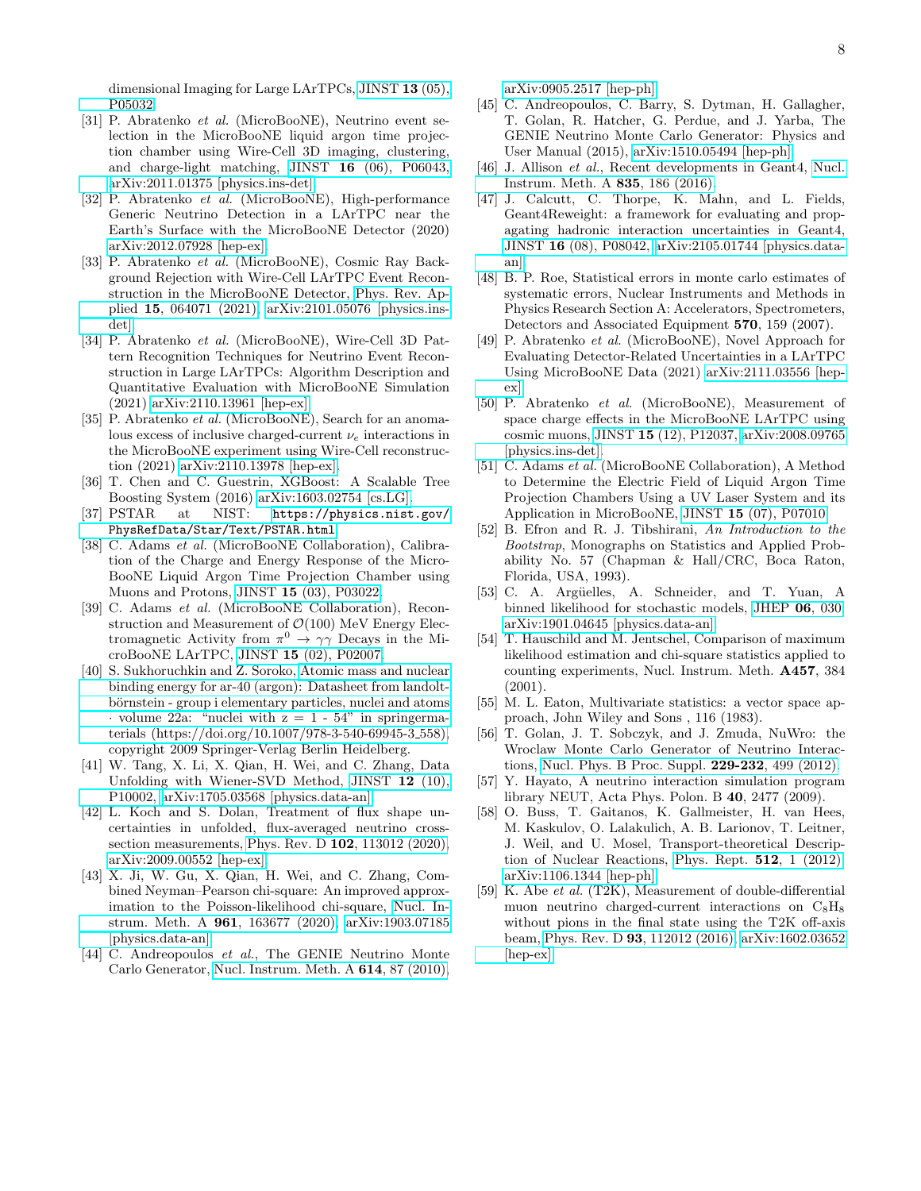dimensional Imaging for Large LArTPCs, JINST **13** (05), P05032.

[31] P. Abratenko *et al.* (MicroBooNE), Neutrino event selection in the MicroBooNE liquid argon time projection chamber using Wire-Cell 3D imaging, clustering, and charge-light matching, JINST **16** (06), P06043, arXiv:2011.01375 [physics.ins-det].

[32] P. Abratenko *et al.* (MicroBooNE), High-performance Generic Neutrino Detection in a LArTPC near the Earth's Surface with the MicroBooNE Detector (2020) arXiv:2012.07928 [hep-ex].

[33] P. Abratenko *et al.* (MicroBooNE), Cosmic Ray Background Rejection with Wire-Cell LArTPC Event Reconstruction in the MicroBooNE Detector, Phys. Rev. Applied **15**, 064071 (2021), arXiv:2101.05076 [physics.ins-det].

[34] P. Abratenko *et al.* (MicroBooNE), Wire-Cell 3D Pattern Recognition Techniques for Neutrino Event Reconstruction in Large LArTPCs: Algorithm Description and Quantitative Evaluation with MicroBooNE Simulation (2021) arXiv:2110.13961 [hep-ex].

[35] P. Abratenko *et al.* (MicroBooNE), Search for an anomalous excess of inclusive charged-current $\nu_e$ interactions in the MicroBooNE experiment using Wire-Cell reconstruction (2021) arXiv:2110.13978 [hep-ex].

[36] T. Chen and C. Guestrin, XGBoost: A Scalable Tree Boosting System (2016) arXiv:1603.02754 [cs.LG].

[37] PSTAR at NIST: `https://physics.nist.gov/PhysRefData/Star/Text/PSTAR.html`.

[38] C. Adams *et al.* (MicroBooNE Collaboration), Calibration of the Charge and Energy Response of the MicroBooNE Liquid Argon Time Projection Chamber using Muons and Protons, JINST **15** (03), P03022.

[39] C. Adams *et al.* (MicroBooNE Collaboration), Reconstruction and Measurement of $\mathcal{O}(100)$ MeV Energy Electromagnetic Activity from $\pi^0 \to \gamma\gamma$ Decays in the MicroBooNE LArTPC, JINST **15** (02), P02007.

[40] S. Sukhoruchkin and Z. Soroko, Atomic mass and nuclear binding energy for ar-40 (argon): Datasheet from landolt-börnstein - group i elementary particles, nuclei and atoms · volume 22a: "nuclei with z = 1 - 54" in springermaterials (https://doi.org/10.1007/978-3-540-69945-3_558), copyright 2009 Springer-Verlag Berlin Heidelberg.

[41] W. Tang, X. Li, X. Qian, H. Wei, and C. Zhang, Data Unfolding with Wiener-SVD Method, JINST **12** (10), P10002, arXiv:1705.03568 [physics.data-an].

[42] L. Koch and S. Dolan, Treatment of flux shape uncertainties in unfolded, flux-averaged neutrino cross-section measurements, Phys. Rev. D **102**, 113012 (2020), arXiv:2009.00552 [hep-ex].

[43] X. Ji, W. Gu, X. Qian, H. Wei, and C. Zhang, Combined Neyman–Pearson chi-square: An improved approximation to the Poisson-likelihood chi-square, Nucl. Instrum. Meth. A **961**, 163677 (2020), arXiv:1903.07185 [physics.data-an].

[44] C. Andreopoulos *et al.*, The GENIE Neutrino Monte Carlo Generator, Nucl. Instrum. Meth. A **614**, 87 (2010), arXiv:0905.2517 [hep-ph].

[45] C. Andreopoulos, C. Barry, S. Dytman, H. Gallagher, T. Golan, R. Hatcher, G. Perdue, and J. Yarba, The GENIE Neutrino Monte Carlo Generator: Physics and User Manual (2015), arXiv:1510.05494 [hep-ph].

[46] J. Allison *et al.*, Recent developments in Geant4, Nucl. Instrum. Meth. A **835**, 186 (2016).

[47] J. Calcutt, C. Thorpe, K. Mahn, and L. Fields, Geant4Reweight: a framework for evaluating and propagating hadronic interaction uncertainties in Geant4, JINST **16** (08), P08042, arXiv:2105.01744 [physics.data-an].

[48] B. P. Roe, Statistical errors in monte carlo estimates of systematic errors, Nuclear Instruments and Methods in Physics Research Section A: Accelerators, Spectrometers, Detectors and Associated Equipment **570**, 159 (2007).

[49] P. Abratenko *et al.* (MicroBooNE), Novel Approach for Evaluating Detector-Related Uncertainties in a LArTPC Using MicroBooNE Data (2021) arXiv:2111.03556 [hep-ex].

[50] P. Abratenko *et al.* (MicroBooNE), Measurement of space charge effects in the MicroBooNE LArTPC using cosmic muons, JINST **15** (12), P12037, arXiv:2008.09765 [physics.ins-det].

[51] C. Adams *et al.* (MicroBooNE Collaboration), A Method to Determine the Electric Field of Liquid Argon Time Projection Chambers Using a UV Laser System and its Application in MicroBooNE, JINST **15** (07), P07010.

[52] B. Efron and R. J. Tibshirani, *An Introduction to the Bootstrap*, Monographs on Statistics and Applied Probability No. 57 (Chapman & Hall/CRC, Boca Raton, Florida, USA, 1993).

[53] C. A. Argüelles, A. Schneider, and T. Yuan, A binned likelihood for stochastic models, JHEP **06**, 030, arXiv:1901.04645 [physics.data-an].

[54] T. Hauschild and M. Jentschel, Comparison of maximum likelihood estimation and chi-square statistics applied to counting experiments, Nucl. Instrum. Meth. **A457**, 384 (2001).

[55] M. L. Eaton, Multivariate statistics: a vector space approach, John Wiley and Sons , 116 (1983).

[56] T. Golan, J. T. Sobczyk, and J. Zmuda, NuWro: the Wroclaw Monte Carlo Generator of Neutrino Interactions, Nucl. Phys. B Proc. Suppl. **229-232**, 499 (2012).

[57] Y. Hayato, A neutrino interaction simulation program library NEUT, Acta Phys. Polon. B **40**, 2477 (2009).

[58] O. Buss, T. Gaitanos, K. Gallmeister, H. van Hees, M. Kaskulov, O. Lalakulich, A. B. Larionov, T. Leitner, J. Weil, and U. Mosel, Transport-theoretical Description of Nuclear Reactions, Phys. Rept. **512**, 1 (2012), arXiv:1106.1344 [hep-ph].

[59] K. Abe *et al.* (T2K), Measurement of double-differential muon neutrino charged-current interactions on $C_8H_8$ without pions in the final state using the T2K off-axis beam, Phys. Rev. D **93**, 112012 (2016), arXiv:1602.03652 [hep-ex].